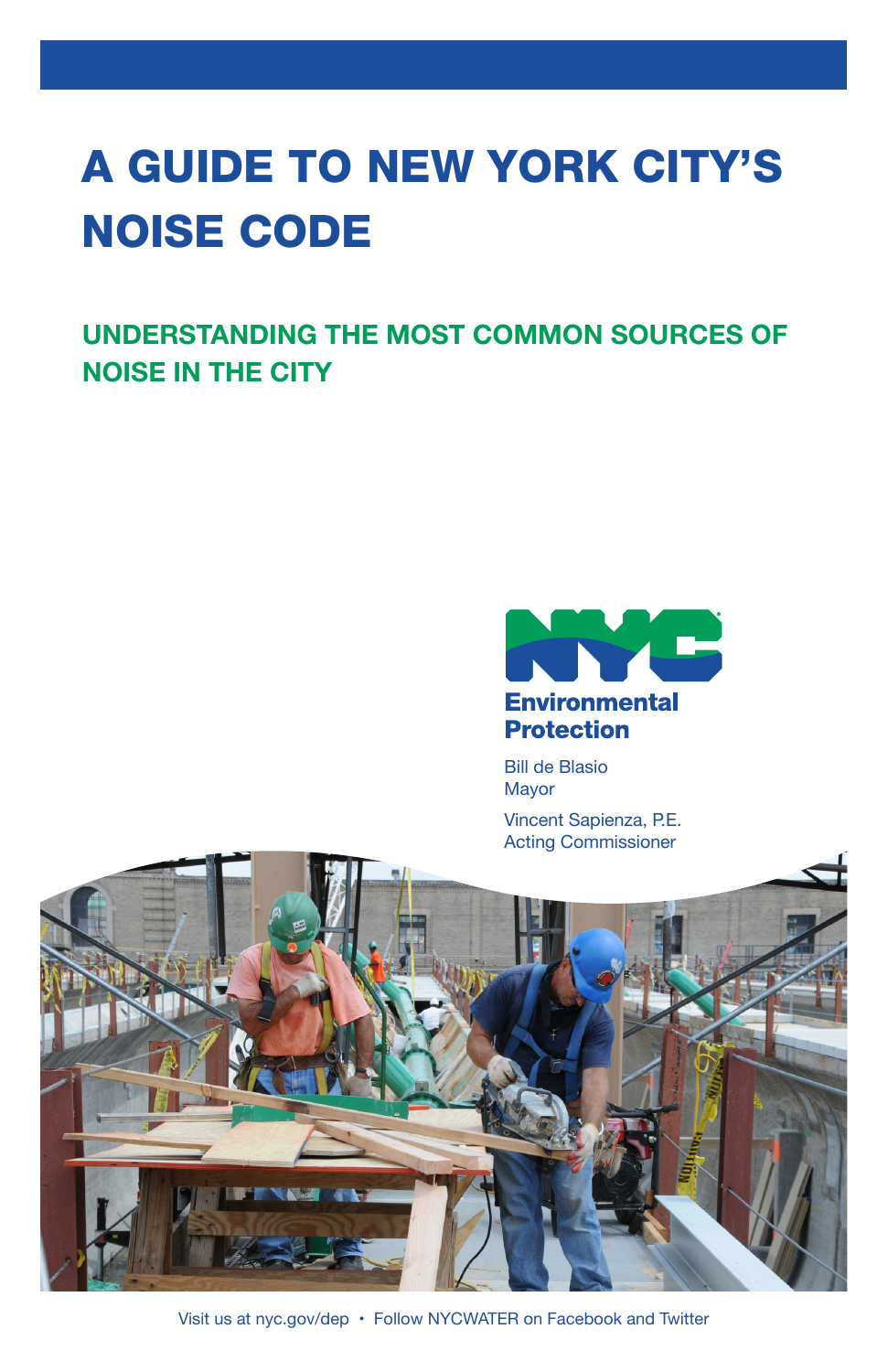# A GUIDE TO NEW YORK CITY'S NOISE CODE

## UNDERSTANDING THE MOST COMMON SOURCES OF NOISE IN THE CITY

NYC Environmental Protection

Bill de Blasio
Mayor

Vincent Sapienza, P.E.
Acting Commissioner

Visit us at nyc.gov/dep • Follow NYCWATER on Facebook and Twitter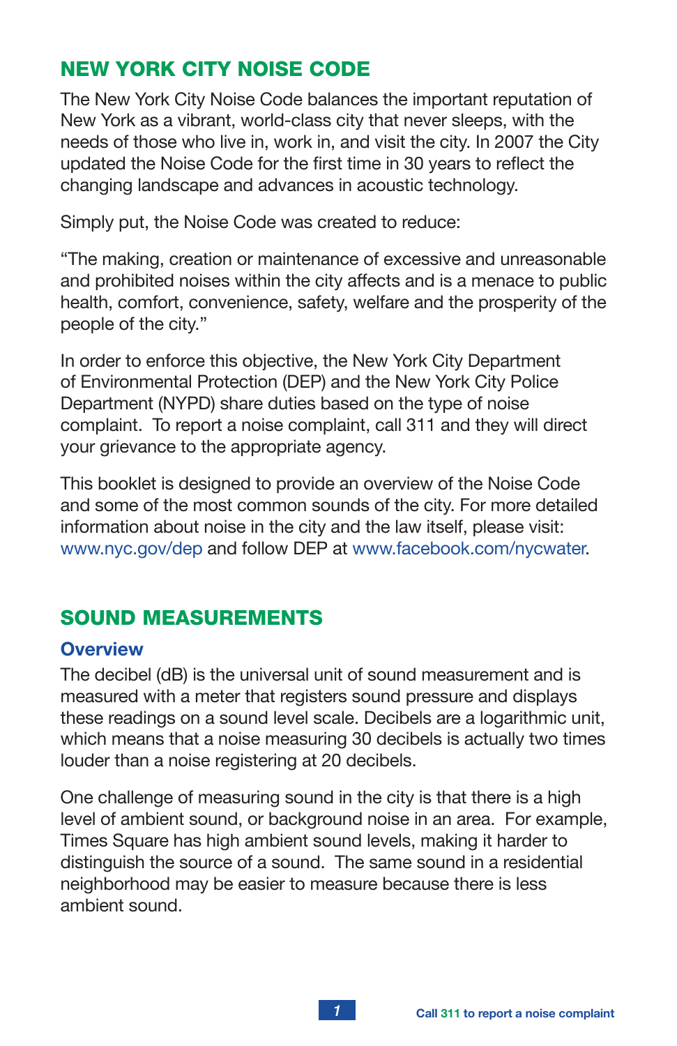## NEW YORK CITY NOISE CODE

The New York City Noise Code balances the important reputation of New York as a vibrant, world-class city that never sleeps, with the needs of those who live in, work in, and visit the city. In 2007 the City updated the Noise Code for the first time in 30 years to reflect the changing landscape and advances in acoustic technology.

Simply put, the Noise Code was created to reduce:

"The making, creation or maintenance of excessive and unreasonable and prohibited noises within the city affects and is a menace to public health, comfort, convenience, safety, welfare and the prosperity of the people of the city."

In order to enforce this objective, the New York City Department of Environmental Protection (DEP) and the New York City Police Department (NYPD) share duties based on the type of noise complaint. To report a noise complaint, call 311 and they will direct your grievance to the appropriate agency.

This booklet is designed to provide an overview of the Noise Code and some of the most common sounds of the city. For more detailed information about noise in the city and the law itself, please visit: www.nyc.gov/dep and follow DEP at www.facebook.com/nycwater.

## SOUND MEASUREMENTS

### Overview

The decibel (dB) is the universal unit of sound measurement and is measured with a meter that registers sound pressure and displays these readings on a sound level scale. Decibels are a logarithmic unit, which means that a noise measuring 30 decibels is actually two times louder than a noise registering at 20 decibels.

One challenge of measuring sound in the city is that there is a high level of ambient sound, or background noise in an area. For example, Times Square has high ambient sound levels, making it harder to distinguish the source of a sound. The same sound in a residential neighborhood may be easier to measure because there is less ambient sound.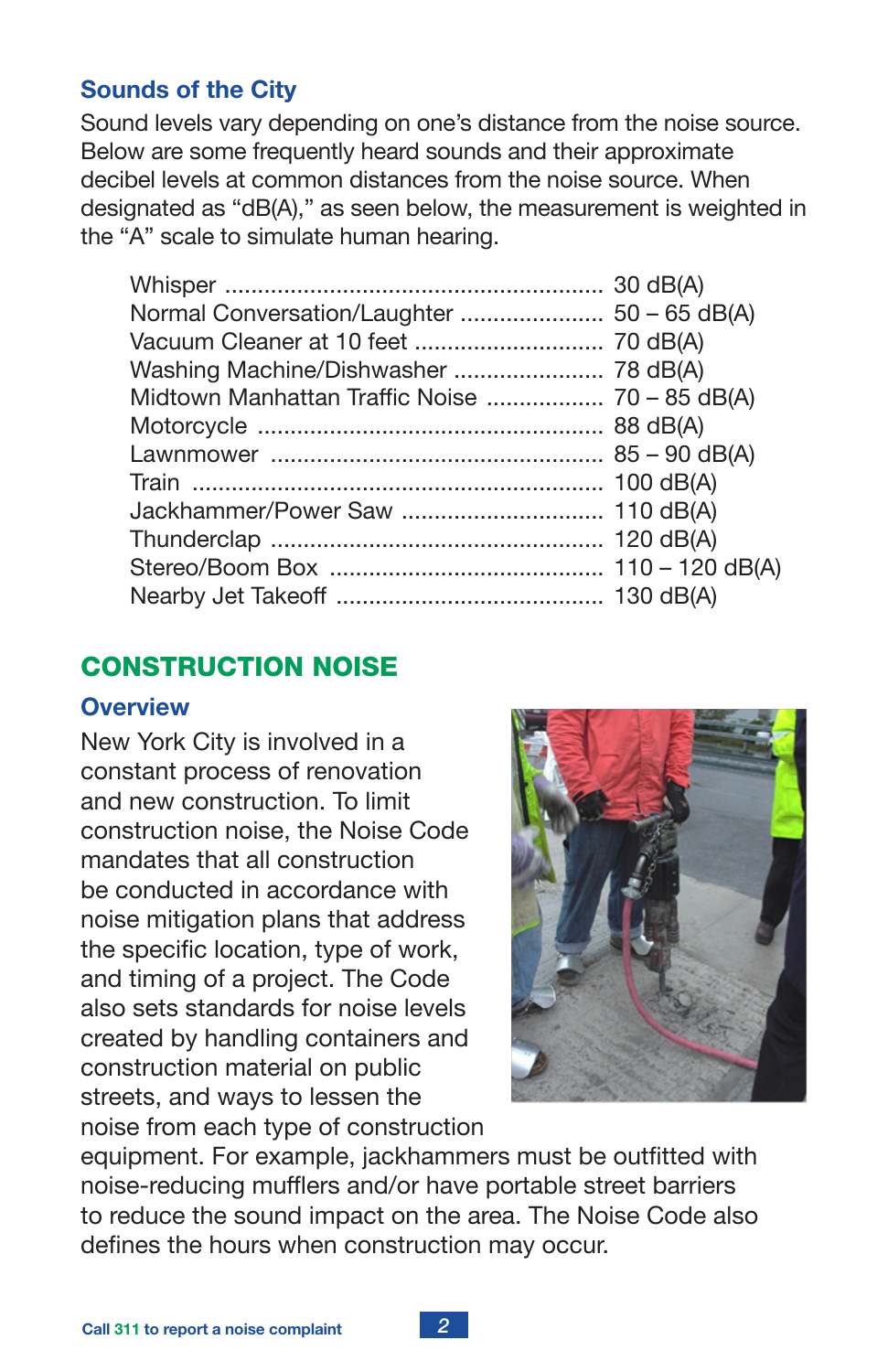### Sounds of the City

Sound levels vary depending on one's distance from the noise source. Below are some frequently heard sounds and their approximate decibel levels at common distances from the noise source. When designated as "dB(A)," as seen below, the measurement is weighted in the "A" scale to simulate human hearing.

| Sound | Level |
|---|---|
| Whisper | 30 dB(A) |
| Normal Conversation/Laughter | 50 – 65 dB(A) |
| Vacuum Cleaner at 10 feet | 70 dB(A) |
| Washing Machine/Dishwasher | 78 dB(A) |
| Midtown Manhattan Traffic Noise | 70 – 85 dB(A) |
| Motorcycle | 88 dB(A) |
| Lawnmower | 85 – 90 dB(A) |
| Train | 100 dB(A) |
| Jackhammer/Power Saw | 110 dB(A) |
| Thunderclap | 120 dB(A) |
| Stereo/Boom Box | 110 – 120 dB(A) |
| Nearby Jet Takeoff | 130 dB(A) |

## CONSTRUCTION NOISE

### Overview

New York City is involved in a constant process of renovation and new construction. To limit construction noise, the Noise Code mandates that all construction be conducted in accordance with noise mitigation plans that address the specific location, type of work, and timing of a project. The Code also sets standards for noise levels created by handling containers and construction material on public streets, and ways to lessen the noise from each type of construction equipment. For example, jackhammers must be outfitted with noise-reducing mufflers and/or have portable street barriers to reduce the sound impact on the area. The Noise Code also defines the hours when construction may occur.

Call 311 to report a noise complaint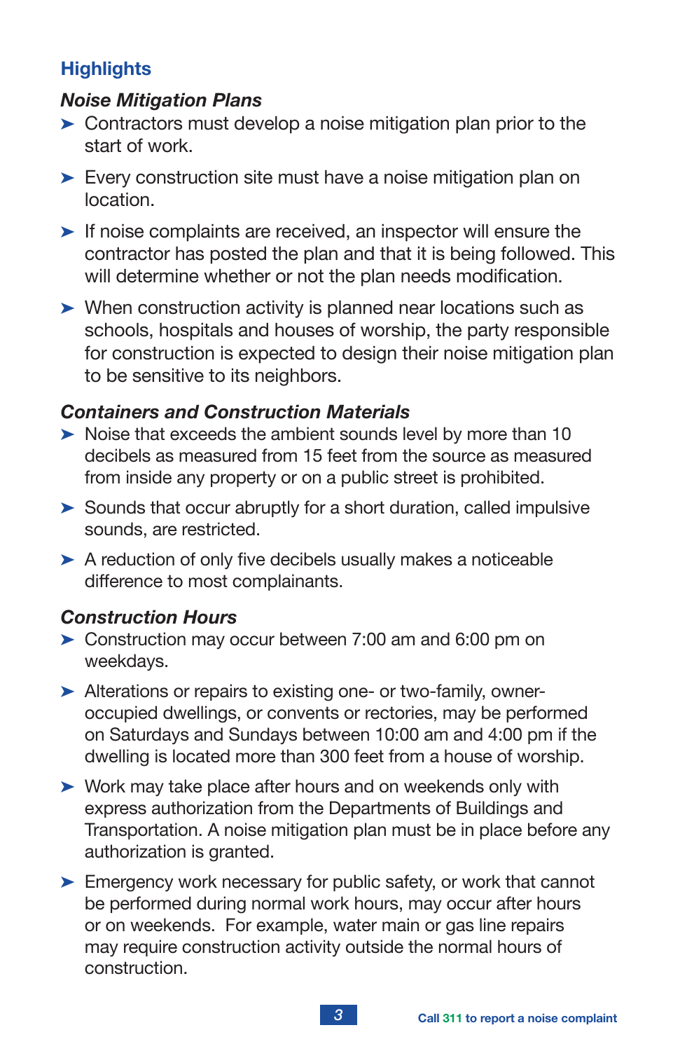## Highlights

### *Noise Mitigation Plans*

- Contractors must develop a noise mitigation plan prior to the start of work.
- Every construction site must have a noise mitigation plan on location.
- If noise complaints are received, an inspector will ensure the contractor has posted the plan and that it is being followed. This will determine whether or not the plan needs modification.
- When construction activity is planned near locations such as schools, hospitals and houses of worship, the party responsible for construction is expected to design their noise mitigation plan to be sensitive to its neighbors.

### *Containers and Construction Materials*

- Noise that exceeds the ambient sounds level by more than 10 decibels as measured from 15 feet from the source as measured from inside any property or on a public street is prohibited.
- Sounds that occur abruptly for a short duration, called impulsive sounds, are restricted.
- A reduction of only five decibels usually makes a noticeable difference to most complainants.

### *Construction Hours*

- Construction may occur between 7:00 am and 6:00 pm on weekdays.
- Alterations or repairs to existing one- or two-family, owner-occupied dwellings, or convents or rectories, may be performed on Saturdays and Sundays between 10:00 am and 4:00 pm if the dwelling is located more than 300 feet from a house of worship.
- Work may take place after hours and on weekends only with express authorization from the Departments of Buildings and Transportation. A noise mitigation plan must be in place before any authorization is granted.
- Emergency work necessary for public safety, or work that cannot be performed during normal work hours, may occur after hours or on weekends. For example, water main or gas line repairs may require construction activity outside the normal hours of construction.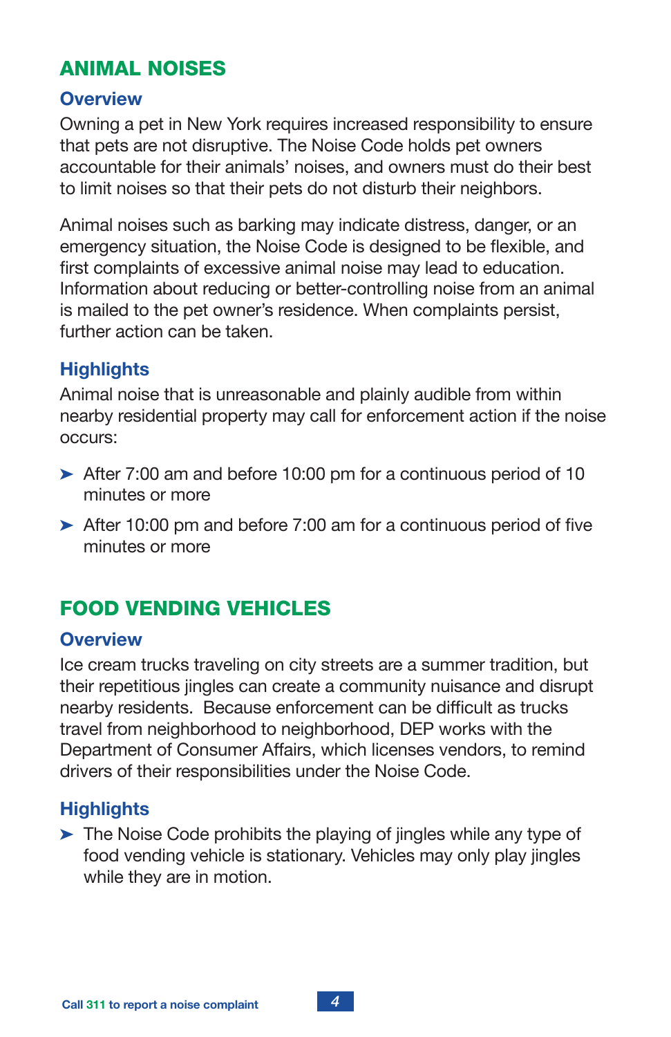## ANIMAL NOISES

### Overview

Owning a pet in New York requires increased responsibility to ensure that pets are not disruptive. The Noise Code holds pet owners accountable for their animals' noises, and owners must do their best to limit noises so that their pets do not disturb their neighbors.

Animal noises such as barking may indicate distress, danger, or an emergency situation, the Noise Code is designed to be flexible, and first complaints of excessive animal noise may lead to education. Information about reducing or better-controlling noise from an animal is mailed to the pet owner's residence. When complaints persist, further action can be taken.

### Highlights

Animal noise that is unreasonable and plainly audible from within nearby residential property may call for enforcement action if the noise occurs:

- After 7:00 am and before 10:00 pm for a continuous period of 10 minutes or more
- After 10:00 pm and before 7:00 am for a continuous period of five minutes or more

## FOOD VENDING VEHICLES

### Overview

Ice cream trucks traveling on city streets are a summer tradition, but their repetitious jingles can create a community nuisance and disrupt nearby residents. Because enforcement can be difficult as trucks travel from neighborhood to neighborhood, DEP works with the Department of Consumer Affairs, which licenses vendors, to remind drivers of their responsibilities under the Noise Code.

### Highlights

- The Noise Code prohibits the playing of jingles while any type of food vending vehicle is stationary. Vehicles may only play jingles while they are in motion.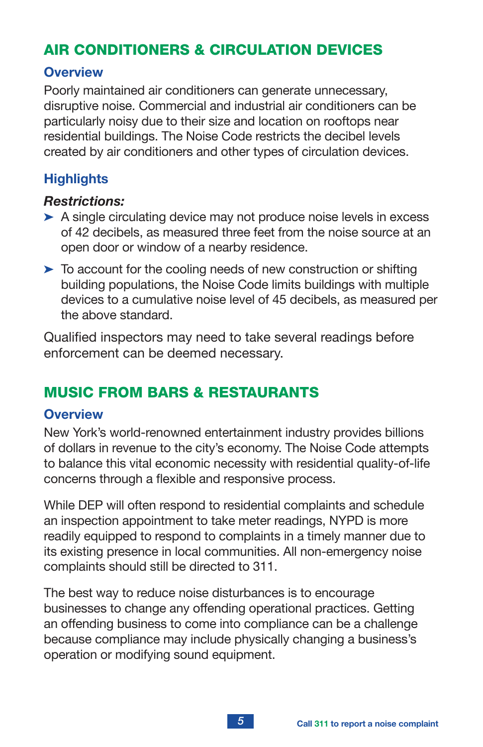## AIR CONDITIONERS & CIRCULATION DEVICES

### Overview

Poorly maintained air conditioners can generate unnecessary, disruptive noise. Commercial and industrial air conditioners can be particularly noisy due to their size and location on rooftops near residential buildings. The Noise Code restricts the decibel levels created by air conditioners and other types of circulation devices.

### Highlights

***Restrictions:***

- A single circulating device may not produce noise levels in excess of 42 decibels, as measured three feet from the noise source at an open door or window of a nearby residence.
- To account for the cooling needs of new construction or shifting building populations, the Noise Code limits buildings with multiple devices to a cumulative noise level of 45 decibels, as measured per the above standard.

Qualified inspectors may need to take several readings before enforcement can be deemed necessary.

## MUSIC FROM BARS & RESTAURANTS

### Overview

New York's world-renowned entertainment industry provides billions of dollars in revenue to the city's economy. The Noise Code attempts to balance this vital economic necessity with residential quality-of-life concerns through a flexible and responsive process.

While DEP will often respond to residential complaints and schedule an inspection appointment to take meter readings, NYPD is more readily equipped to respond to complaints in a timely manner due to its existing presence in local communities. All non-emergency noise complaints should still be directed to 311.

The best way to reduce noise disturbances is to encourage businesses to change any offending operational practices. Getting an offending business to come into compliance can be a challenge because compliance may include physically changing a business's operation or modifying sound equipment.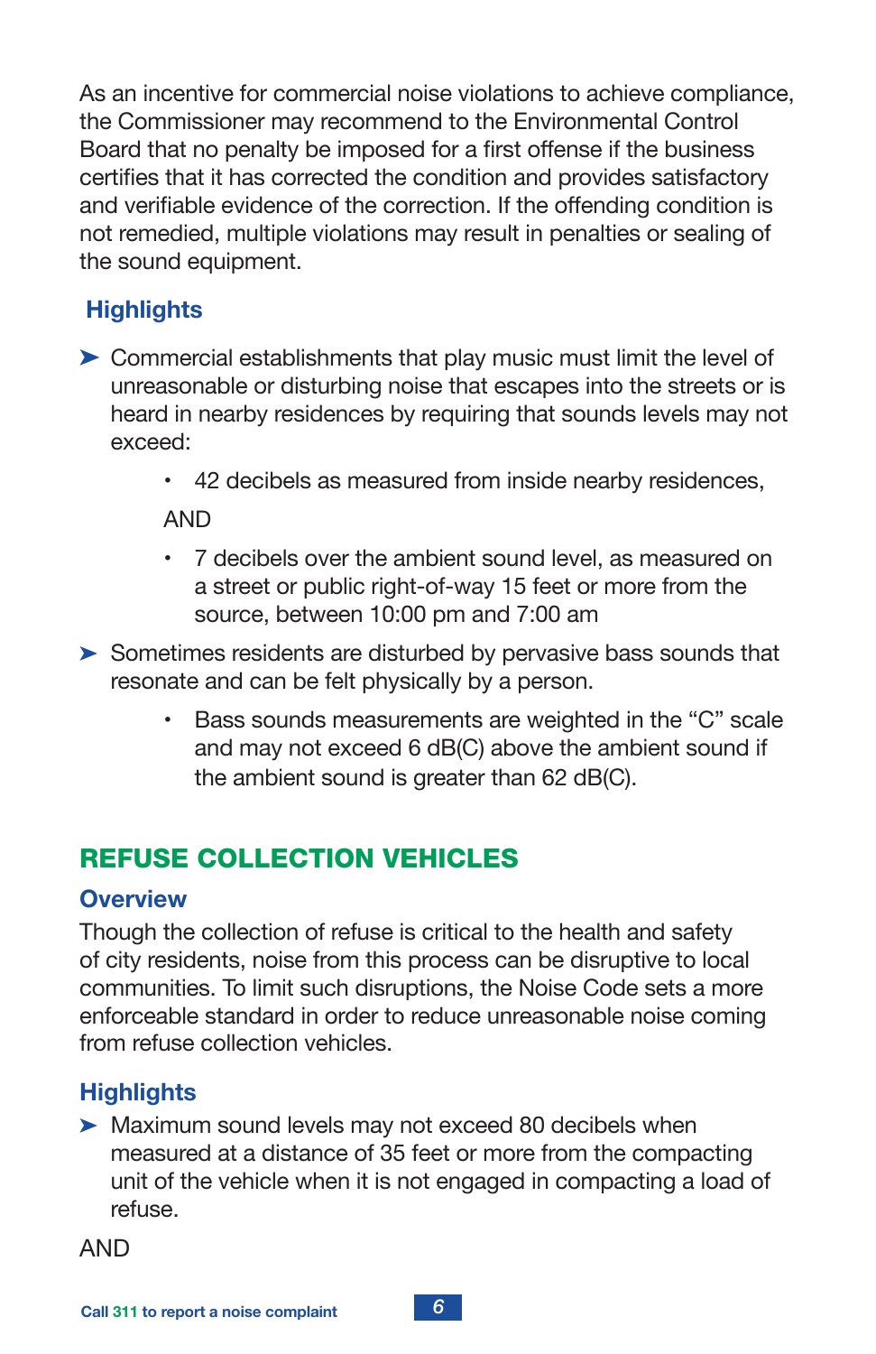As an incentive for commercial noise violations to achieve compliance, the Commissioner may recommend to the Environmental Control Board that no penalty be imposed for a first offense if the business certifies that it has corrected the condition and provides satisfactory and verifiable evidence of the correction. If the offending condition is not remedied, multiple violations may result in penalties or sealing of the sound equipment.

### Highlights

- Commercial establishments that play music must limit the level of unreasonable or disturbing noise that escapes into the streets or is heard in nearby residences by requiring that sounds levels may not exceed:
  - 42 decibels as measured from inside nearby residences,

  AND

  - 7 decibels over the ambient sound level, as measured on a street or public right-of-way 15 feet or more from the source, between 10:00 pm and 7:00 am
- Sometimes residents are disturbed by pervasive bass sounds that resonate and can be felt physically by a person.
  - Bass sounds measurements are weighted in the “C” scale and may not exceed 6 dB(C) above the ambient sound if the ambient sound is greater than 62 dB(C).

## REFUSE COLLECTION VEHICLES

### Overview

Though the collection of refuse is critical to the health and safety of city residents, noise from this process can be disruptive to local communities. To limit such disruptions, the Noise Code sets a more enforceable standard in order to reduce unreasonable noise coming from refuse collection vehicles.

### Highlights

- Maximum sound levels may not exceed 80 decibels when measured at a distance of 35 feet or more from the compacting unit of the vehicle when it is not engaged in compacting a load of refuse.

AND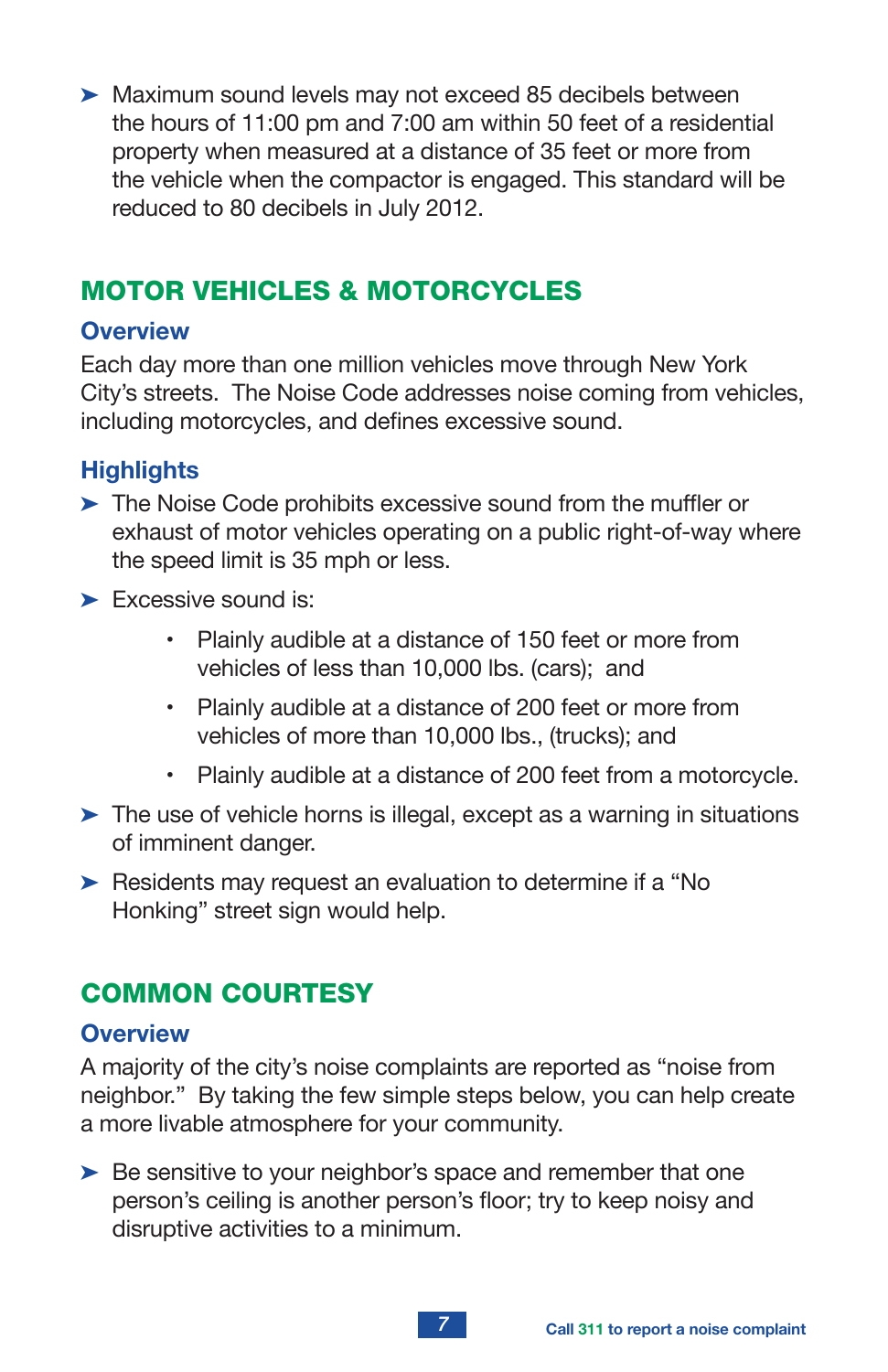- Maximum sound levels may not exceed 85 decibels between the hours of 11:00 pm and 7:00 am within 50 feet of a residential property when measured at a distance of 35 feet or more from the vehicle when the compactor is engaged. This standard will be reduced to 80 decibels in July 2012.

## MOTOR VEHICLES & MOTORCYCLES

### Overview

Each day more than one million vehicles move through New York City's streets. The Noise Code addresses noise coming from vehicles, including motorcycles, and defines excessive sound.

### Highlights

- The Noise Code prohibits excessive sound from the muffler or exhaust of motor vehicles operating on a public right-of-way where the speed limit is 35 mph or less.
- Excessive sound is:
  - Plainly audible at a distance of 150 feet or more from vehicles of less than 10,000 lbs. (cars); and
  - Plainly audible at a distance of 200 feet or more from vehicles of more than 10,000 lbs., (trucks); and
  - Plainly audible at a distance of 200 feet from a motorcycle.
- The use of vehicle horns is illegal, except as a warning in situations of imminent danger.
- Residents may request an evaluation to determine if a "No Honking" street sign would help.

## COMMON COURTESY

### Overview

A majority of the city's noise complaints are reported as "noise from neighbor." By taking the few simple steps below, you can help create a more livable atmosphere for your community.

- Be sensitive to your neighbor's space and remember that one person's ceiling is another person's floor; try to keep noisy and disruptive activities to a minimum.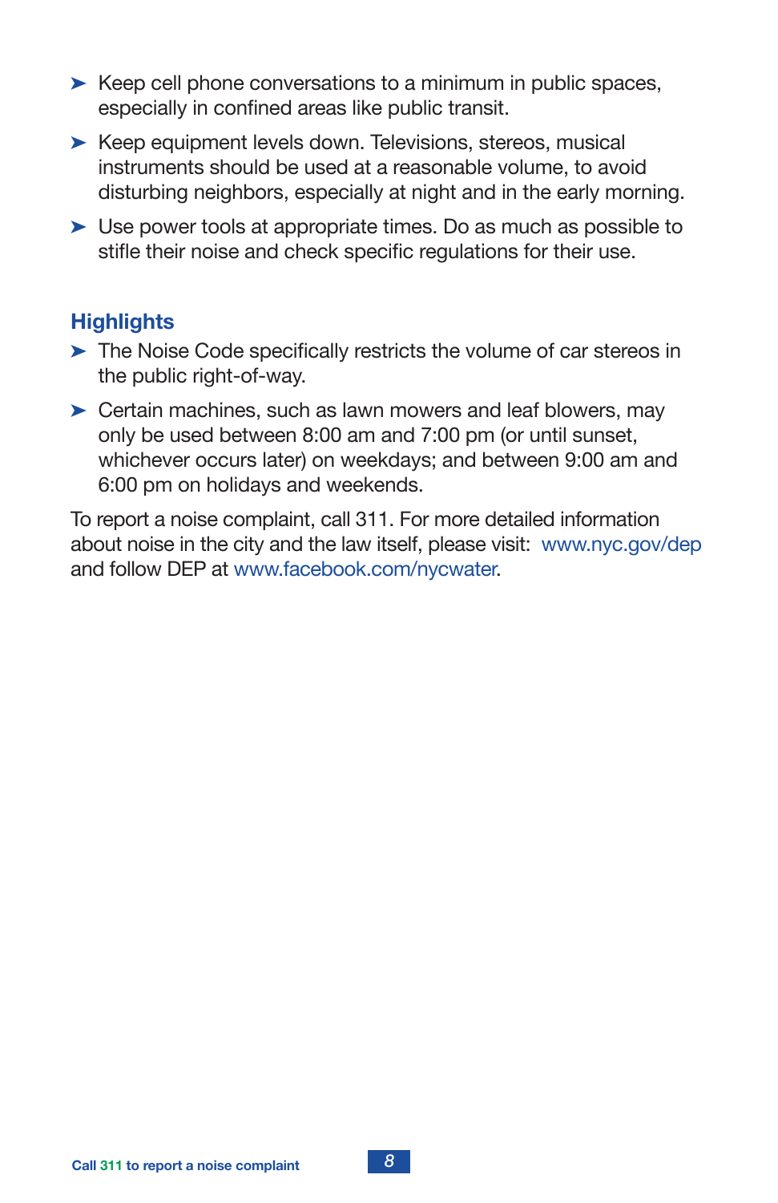- Keep cell phone conversations to a minimum in public spaces, especially in confined areas like public transit.
- Keep equipment levels down. Televisions, stereos, musical instruments should be used at a reasonable volume, to avoid disturbing neighbors, especially at night and in the early morning.
- Use power tools at appropriate times. Do as much as possible to stifle their noise and check specific regulations for their use.

## Highlights

- The Noise Code specifically restricts the volume of car stereos in the public right-of-way.
- Certain machines, such as lawn mowers and leaf blowers, may only be used between 8:00 am and 7:00 pm (or until sunset, whichever occurs later) on weekdays; and between 9:00 am and 6:00 pm on holidays and weekends.

To report a noise complaint, call 311. For more detailed information about noise in the city and the law itself, please visit: www.nyc.gov/dep and follow DEP at www.facebook.com/nycwater.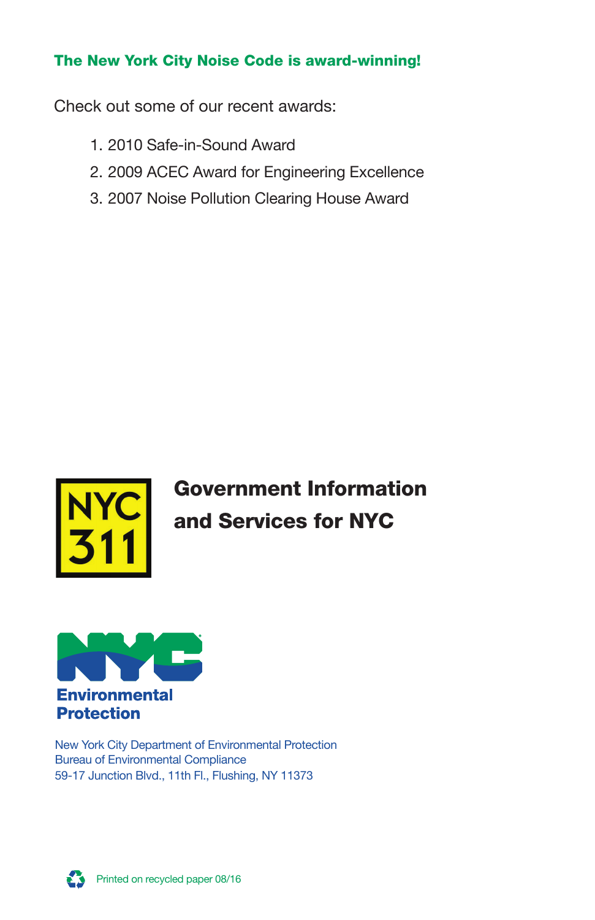**The New York City Noise Code is award-winning!**

Check out some of our recent awards:

1. 2010 Safe-in-Sound Award
2. 2009 ACEC Award for Engineering Excellence
3. 2007 Noise Pollution Clearing House Award

NYC 311

**Government Information and Services for NYC**

NYC Environmental Protection

New York City Department of Environmental Protection
Bureau of Environmental Compliance
59-17 Junction Blvd., 11th Fl., Flushing, NY 11373

Printed on recycled paper 08/16